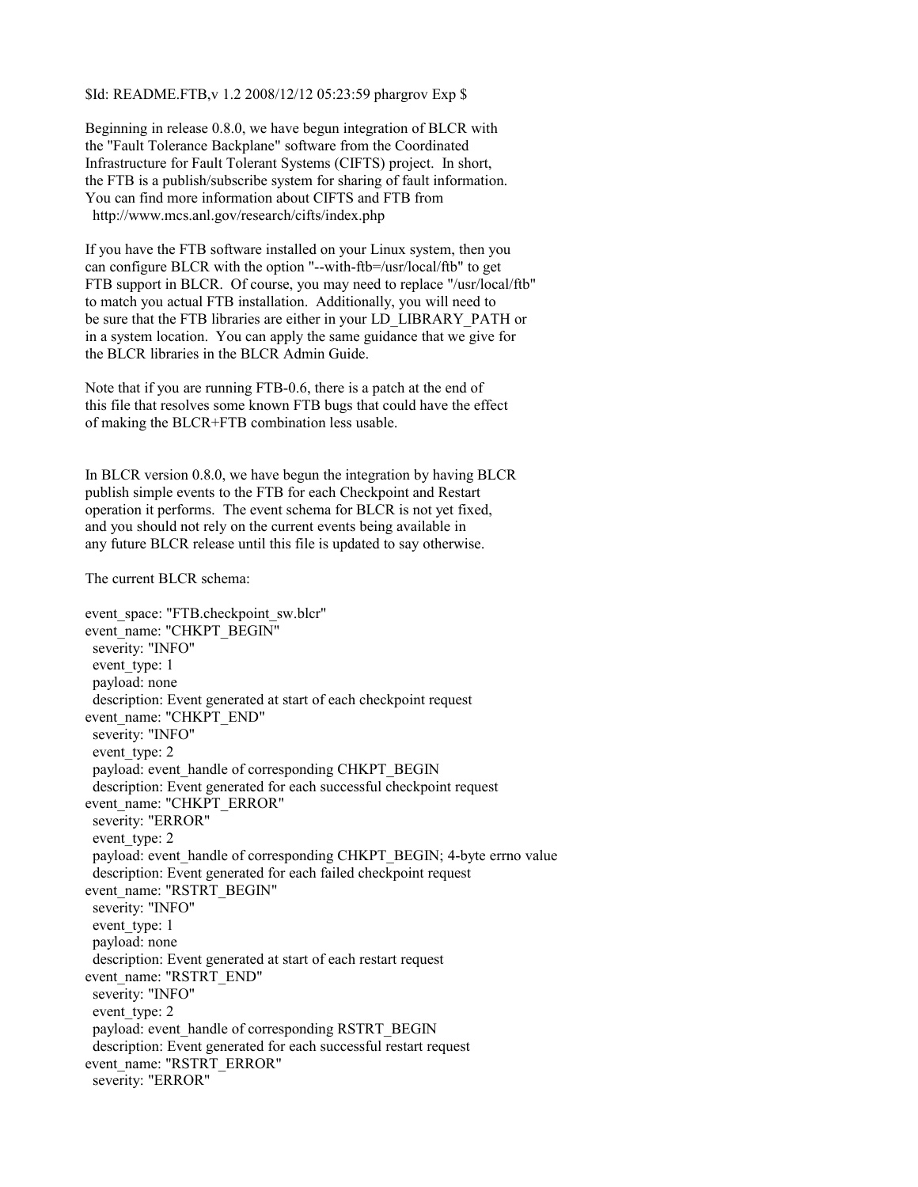$Id: README.FTB,v 1.2 2008/12/12 05:23:59 phargrov Exp $

Beginning in release 0.8.0, we have begun integration of BLCR with the "Fault Tolerance Backplane" software from the Coordinated Infrastructure for Fault Tolerant Systems (CIFTS) project. In short, the FTB is a publish/subscribe system for sharing of fault information. You can find more information about CIFTS and FTB from http://www.mcs.anl.gov/research/cifts/index.php

If you have the FTB software installed on your Linux system, then you can configure BLCR with the option "--with-ftb=/usr/local/ftb" to get FTB support in BLCR. Of course, you may need to replace "/usr/local/ftb" to match you actual FTB installation. Additionally, you will need to be sure that the FTB libraries are either in your LD_LIBRARY_PATH or in a system location. You can apply the same guidance that we give for the BLCR libraries in the BLCR Admin Guide.

Note that if you are running FTB-0.6, there is a patch at the end of this file that resolves some known FTB bugs that could have the effect of making the BLCR+FTB combination less usable.

In BLCR version 0.8.0, we have begun the integration by having BLCR publish simple events to the FTB for each Checkpoint and Restart operation it performs. The event schema for BLCR is not yet fixed, and you should not rely on the current events being available in any future BLCR release until this file is updated to say otherwise.

The current BLCR schema:

```
event_space: "FTB.checkpoint_sw.blcr"
event_name: "CHKPT_BEGIN"
  severity: "INFO"
  event_type: 1
  payload: none
  description: Event generated at start of each checkpoint request
event_name: "CHKPT_END"
  severity: "INFO"
  event_type: 2
  payload: event_handle of corresponding CHKPT_BEGIN
  description: Event generated for each successful checkpoint request
event_name: "CHKPT_ERROR"
  severity: "ERROR"
  event_type: 2
  payload: event_handle of corresponding CHKPT_BEGIN; 4-byte errno value
  description: Event generated for each failed checkpoint request
event_name: "RSTRT_BEGIN"
  severity: "INFO"
  event_type: 1
  payload: none
  description: Event generated at start of each restart request
event_name: "RSTRT_END"
  severity: "INFO"
  event_type: 2
  payload: event_handle of corresponding RSTRT_BEGIN
  description: Event generated for each successful restart request
event_name: "RSTRT_ERROR"
  severity: "ERROR"
```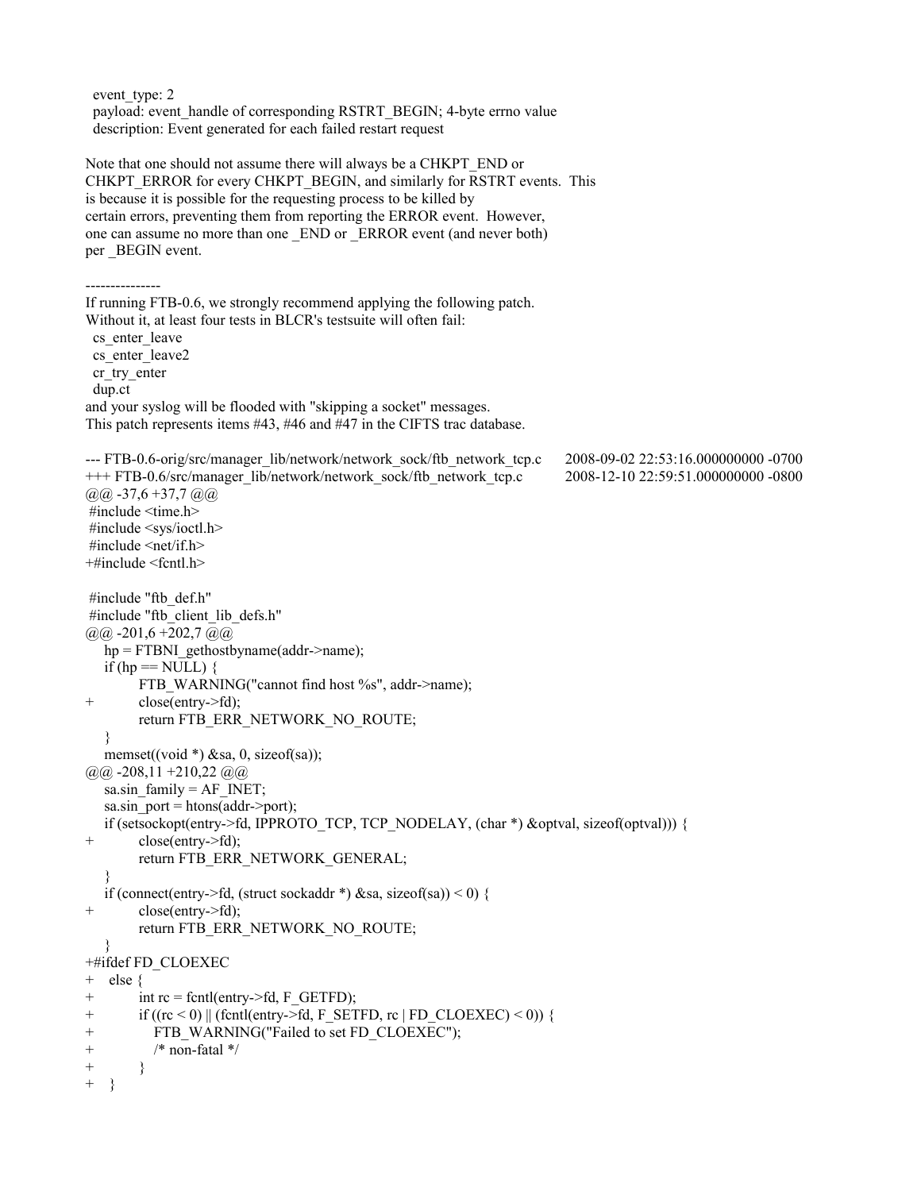```
  event_type: 2
  payload: event_handle of corresponding RSTRT_BEGIN; 4-byte errno value
  description: Event generated for each failed restart request
```

Note that one should not assume there will always be a CHKPT_END or CHKPT_ERROR for every CHKPT_BEGIN, and similarly for RSTRT events. This is because it is possible for the requesting process to be killed by certain errors, preventing them from reporting the ERROR event. However, one can assume no more than one _END or _ERROR event (and never both) per _BEGIN event.

---------------

If running FTB-0.6, we strongly recommend applying the following patch. Without it, at least four tests in BLCR's testsuite will often fail:

```
  cs_enter_leave
  cs_enter_leave2
  cr_try_enter
  dup.ct
```

and your syslog will be flooded with "skipping a socket" messages. This patch represents items #43, #46 and #47 in the CIFTS trac database.

```
--- FTB-0.6-orig/src/manager_lib/network/network_sock/ftb_network_tcp.c       2008-09-02 22:53:16.000000000 -0700
+++ FTB-0.6/src/manager_lib/network/network_sock/ftb_network_tcp.c       2008-12-10 22:59:51.000000000 -0800
@@ -37,6 +37,7 @@
 #include <time.h>
 #include <sys/ioctl.h>
 #include <net/if.h>
+#include <fcntl.h>

 #include "ftb_def.h"
 #include "ftb_client_lib_defs.h"
@@ -201,6 +202,7 @@
     hp = FTBNI_gethostbyname(addr->name);
     if (hp == NULL) {
         FTB_WARNING("cannot find host %s", addr->name);
+        close(entry->fd);
         return FTB_ERR_NETWORK_NO_ROUTE;
     }
     memset((void *) &sa, 0, sizeof(sa));
@@ -208,11 +210,22 @@
     sa.sin_family = AF_INET;
     sa.sin_port = htons(addr->port);
     if (setsockopt(entry->fd, IPPROTO_TCP, TCP_NODELAY, (char *) &optval, sizeof(optval))) {
+        close(entry->fd);
         return FTB_ERR_NETWORK_GENERAL;
     }
     if (connect(entry->fd, (struct sockaddr *) &sa, sizeof(sa)) < 0) {
+        close(entry->fd);
         return FTB_ERR_NETWORK_NO_ROUTE;
     }
+#ifdef FD_CLOEXEC
+    else {
+        int rc = fcntl(entry->fd, F_GETFD);
+        if ((rc < 0) || (fcntl(entry->fd, F_SETFD, rc | FD_CLOEXEC) < 0)) {
+            FTB_WARNING("Failed to set FD_CLOEXEC");
+            /* non-fatal */
+        }
+    }
```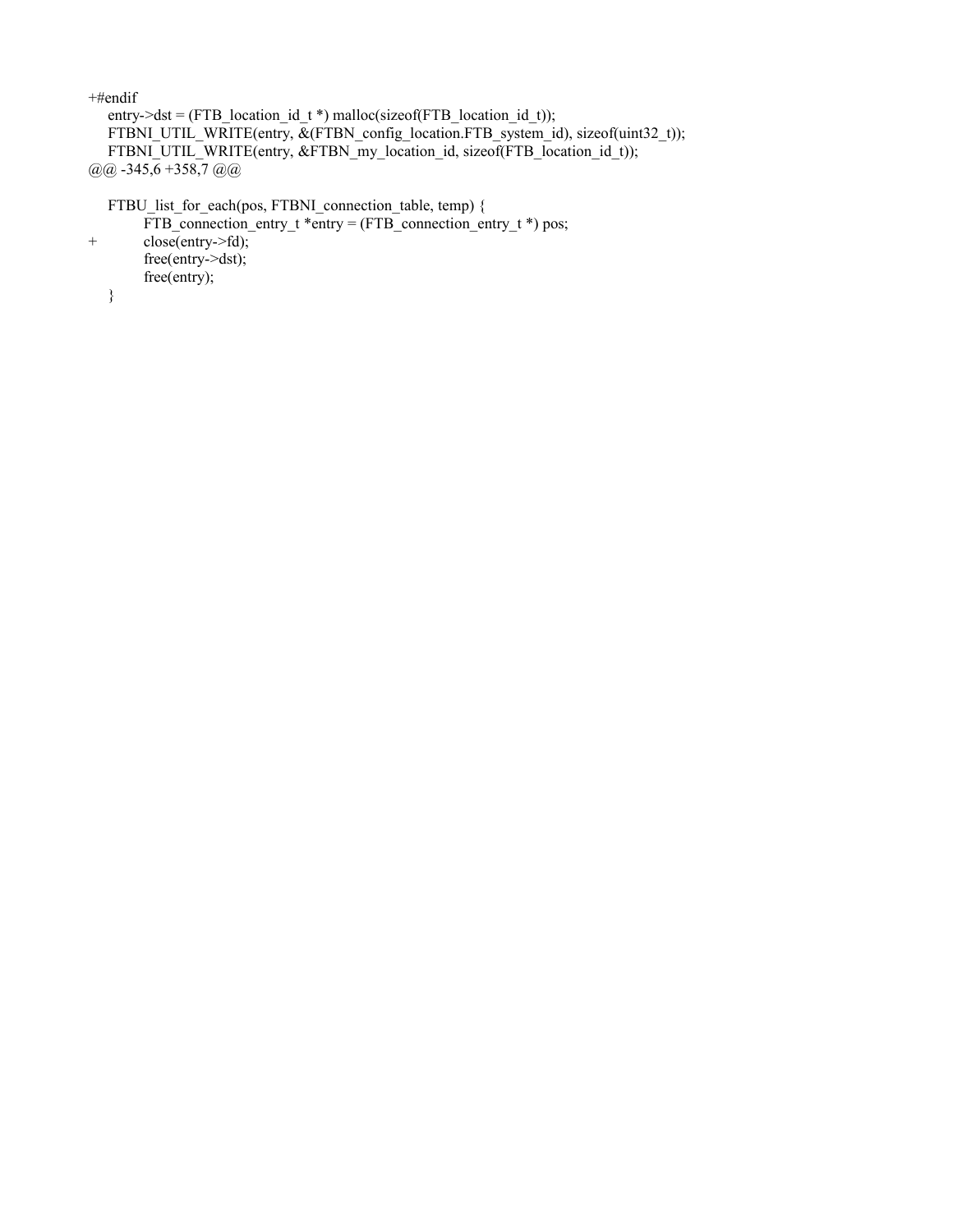```
+#endif
    entry->dst = (FTB_location_id_t *) malloc(sizeof(FTB_location_id_t));
    FTBNI_UTIL_WRITE(entry, &(FTBN_config_location.FTB_system_id), sizeof(uint32_t));
    FTBNI_UTIL_WRITE(entry, &FTBN_my_location_id, sizeof(FTB_location_id_t));
@@ -345,6 +358,7 @@

    FTBU_list_for_each(pos, FTBNI_connection_table, temp) {
            FTB_connection_entry_t *entry = (FTB_connection_entry_t *) pos;
+           close(entry->fd);
            free(entry->dst);
            free(entry);
    }
```